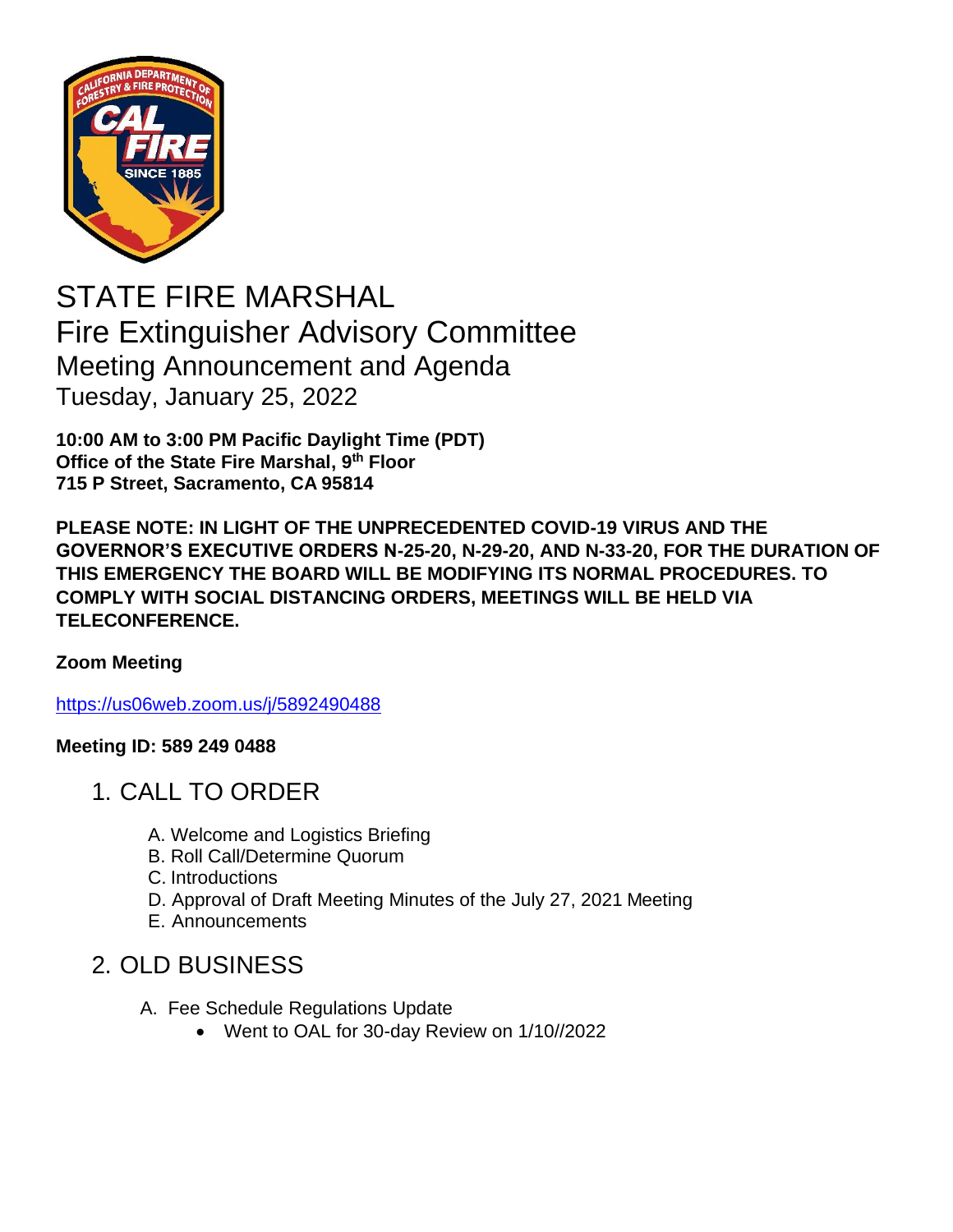# STATE FIRE MARSHAL

## Fire Extinguisher Advisory Committee

### Meeting Announcement and Agenda

Tuesday, January 25, 2022

**10:00 AM to 3:00 PM Pacific Daylight Time (PDT)**
**Office of the State Fire Marshal, 9th Floor**
**715 P Street, Sacramento, CA 95814**

**PLEASE NOTE: IN LIGHT OF THE UNPRECEDENTED COVID-19 VIRUS AND THE GOVERNOR'S EXECUTIVE ORDERS N-25-20, N-29-20, AND N-33-20, FOR THE DURATION OF THIS EMERGENCY THE BOARD WILL BE MODIFYING ITS NORMAL PROCEDURES. TO COMPLY WITH SOCIAL DISTANCING ORDERS, MEETINGS WILL BE HELD VIA TELECONFERENCE.**

**Zoom Meeting**

https://us06web.zoom.us/j/5892490488

**Meeting ID: 589 249 0488**

## 1. CALL TO ORDER

A. Welcome and Logistics Briefing
B. Roll Call/Determine Quorum
C. Introductions
D. Approval of Draft Meeting Minutes of the July 27, 2021 Meeting
E. Announcements

## 2. OLD BUSINESS

A. Fee Schedule Regulations Update
- Went to OAL for 30-day Review on 1/10//2022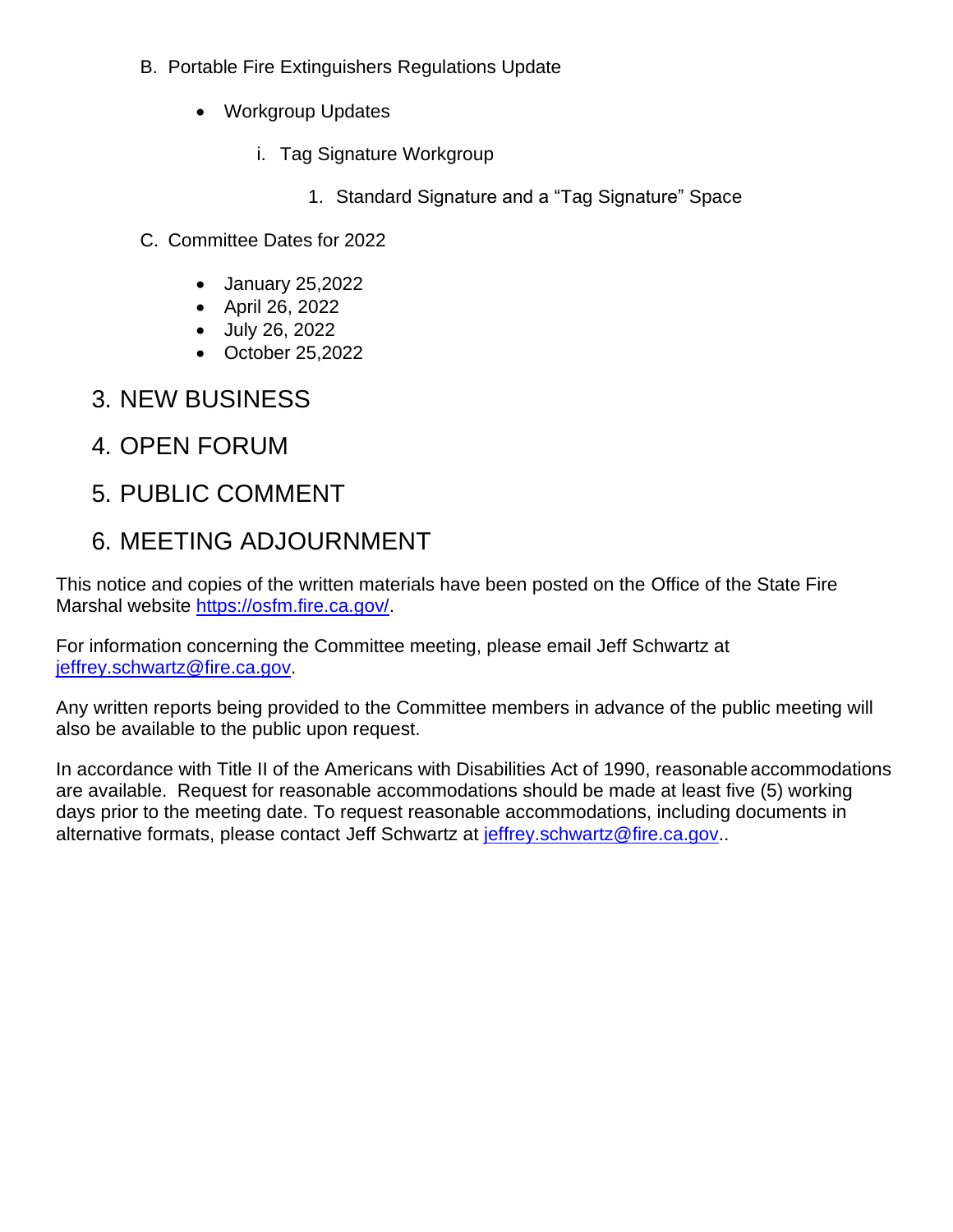B. Portable Fire Extinguishers Regulations Update

- Workgroup Updates

    i. Tag Signature Workgroup

        1. Standard Signature and a "Tag Signature" Space

C. Committee Dates for 2022

- January 25,2022
- April 26, 2022
- July 26, 2022
- October 25,2022

## 3. NEW BUSINESS

## 4. OPEN FORUM

## 5. PUBLIC COMMENT

## 6. MEETING ADJOURNMENT

This notice and copies of the written materials have been posted on the Office of the State Fire Marshal website https://osfm.fire.ca.gov/.

For information concerning the Committee meeting, please email Jeff Schwartz at jeffrey.schwartz@fire.ca.gov.

Any written reports being provided to the Committee members in advance of the public meeting will also be available to the public upon request.

In accordance with Title II of the Americans with Disabilities Act of 1990, reasonable accommodations are available. Request for reasonable accommodations should be made at least five (5) working days prior to the meeting date. To request reasonable accommodations, including documents in alternative formats, please contact Jeff Schwartz at jeffrey.schwartz@fire.ca.gov..